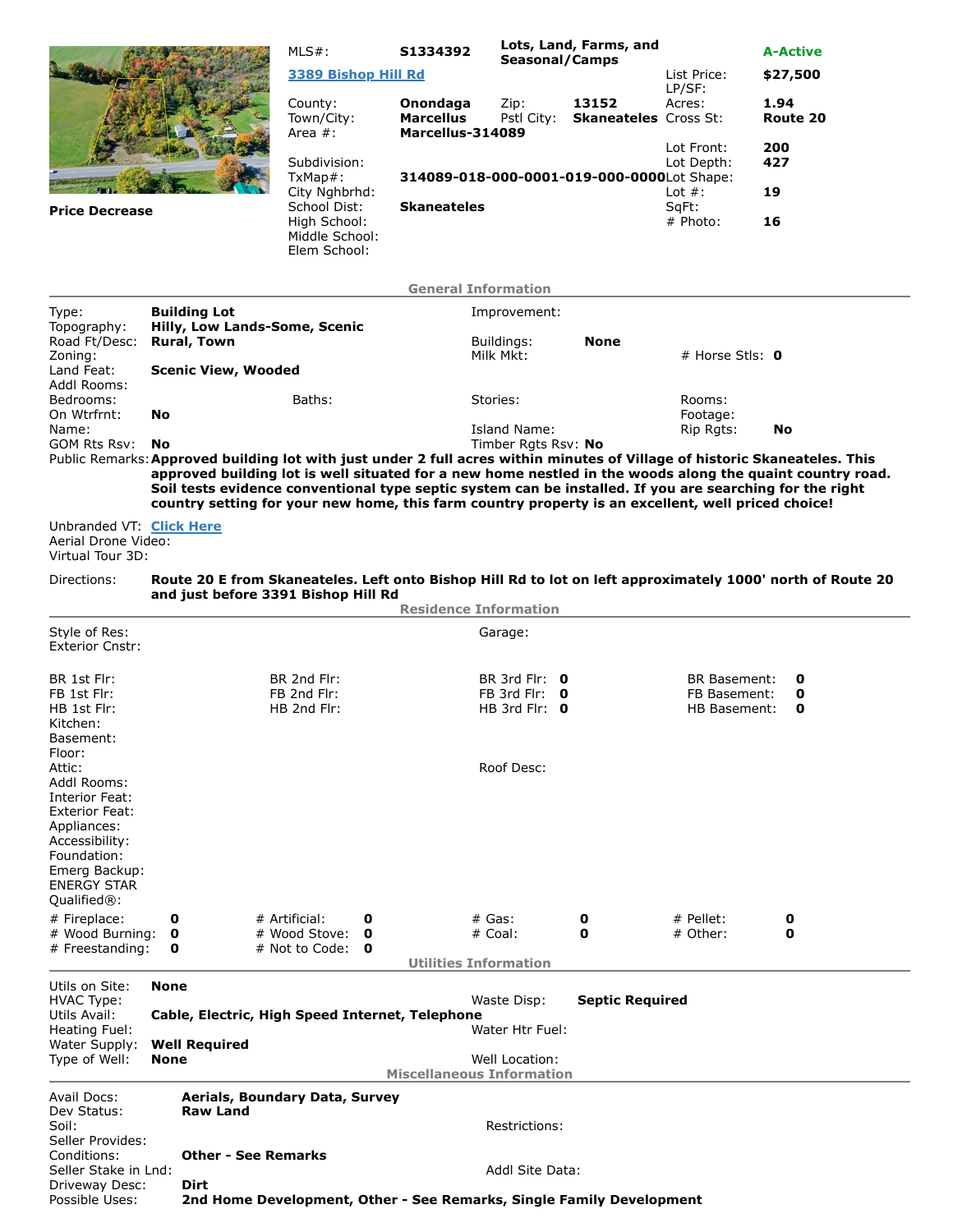**Price Decrease**

| | | | | | |
|---|---|---|---|---|---|
| MLS#: | **S1334392** | **Lots, Land, Farms, and Seasonal/Camps** | | | **A-Active** |
| **3389 Bishop Hill Rd** | | | | List Price: | **$27,500** |
| | | | | LP/SF: | |
| County: | **Onondaga** | Zip: | **13152** | Acres: | **1.94** |
| Town/City: | **Marcellus** | Pstl City: | **Skaneateles** | Cross St: | **Route 20** |
| Area #: | **Marcellus-314089** | | | | |
| | | | | Lot Front: | **200** |
| Subdivision: | | | | Lot Depth: | **427** |
| TxMap#: | **314089-018-000-0001-019-000-0000** | | | Lot Shape: | |
| City Nghbrhd: | | | | Lot #: | **19** |
| School Dist: | **Skaneateles** | | | SqFt: | |
| High School: | | | | # Photo: | **16** |
| Middle School: | | | | | |
| Elem School: | | | | | |

## General Information

| | | | | | |
|---|---|---|---|---|---|
| Type: | **Building Lot** | Improvement: | | | |
| Topography: | **Hilly, Low Lands-Some, Scenic** | | | | |
| Road Ft/Desc: | **Rural, Town** | Buildings: | **None** | | |
| Zoning: | | Milk Mkt: | | # Horse Stls: | **0** |
| Land Feat: | **Scenic View, Wooded** | | | | |
| Addl Rooms: | | | | | |
| Bedrooms: | Baths: | Stories: | | Rooms: | |
| On Wtrfrnt: | **No** | | | Footage: | |
| Name: | | Island Name: | | Rip Rgts: | **No** |
| GOM Rts Rsv: | **No** | Timber Rgts Rsv: | **No** | | |

Public Remarks: **Approved building lot with just under 2 full acres within minutes of Village of historic Skaneateles. This approved building lot is well situated for a new home nestled in the woods along the quaint country road. Soil tests evidence conventional type septic system can be installed. If you are searching for the right country setting for your new home, this farm country property is an excellent, well priced choice!**

Unbranded VT: Click Here
Aerial Drone Video:
Virtual Tour 3D:

Directions: **Route 20 E from Skaneateles. Left onto Bishop Hill Rd to lot on left approximately 1000' north of Route 20 and just before 3391 Bishop Hill Rd**

## Residence Information

| | | | | | | | |
|---|---|---|---|---|---|---|---|
| Style of Res: | | | | Garage: | | | |
| Exterior Cnstr: | | | | | | | |
| BR 1st Flr: | | BR 2nd Flr: | | BR 3rd Flr: | **0** | BR Basement: | **0** |
| FB 1st Flr: | | FB 2nd Flr: | | FB 3rd Flr: | **0** | FB Basement: | **0** |
| HB 1st Flr: | | HB 2nd Flr: | | HB 3rd Flr: | **0** | HB Basement: | **0** |
| Kitchen: | | | | | | | |
| Basement: | | | | | | | |
| Floor: | | | | | | | |
| Attic: | | | | Roof Desc: | | | |
| Addl Rooms: | | | | | | | |
| Interior Feat: | | | | | | | |
| Exterior Feat: | | | | | | | |
| Appliances: | | | | | | | |
| Accessibility: | | | | | | | |
| Foundation: | | | | | | | |
| Emerg Backup: | | | | | | | |
| ENERGY STAR Qualified®: | | | | | | | |
| # Fireplace: | **0** | # Artificial: | **0** | # Gas: | **0** | # Pellet: | **0** |
| # Wood Burning: | **0** | # Wood Stove: | **0** | # Coal: | **0** | # Other: | **0** |
| # Freestanding: | **0** | # Not to Code: | **0** | | | | |

## Utilities Information

| | | | |
|---|---|---|---|
| Utils on Site: | **None** | | |
| HVAC Type: | | Waste Disp: | **Septic Required** |
| Utils Avail: | **Cable, Electric, High Speed Internet, Telephone** | | |
| Heating Fuel: | | Water Htr Fuel: | |
| Water Supply: | **Well Required** | | |
| Type of Well: | **None** | Well Location: | |

## Miscellaneous Information

| | | | |
|---|---|---|---|
| Avail Docs: | **Aerials, Boundary Data, Survey** | | |
| Dev Status: | **Raw Land** | | |
| Soil: | | Restrictions: | |
| Seller Provides: | | | |
| Conditions: | **Other - See Remarks** | | |
| Seller Stake in Lnd: | | Addl Site Data: | |
| Driveway Desc: | **Dirt** | | |
| Possible Uses: | **2nd Home Development, Other - See Remarks, Single Family Development** | | |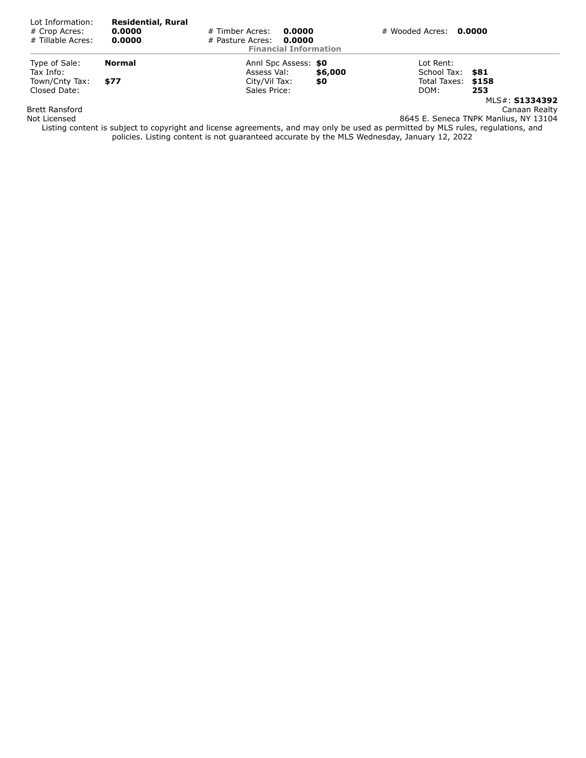| | | | | | |
|---|---|---|---|---|---|
| Lot Information: | **Residential, Rural** | | | | |
| # Crop Acres: | **0.0000** | # Timber Acres: | **0.0000** | # Wooded Acres: | **0.0000** |
| # Tillable Acres: | **0.0000** | # Pasture Acres: | **0.0000** | | |

**Financial Information**

| | | | | | |
|---|---|---|---|---|---|
| Type of Sale: | **Normal** | Annl Spc Assess: | **$0** | Lot Rent: | |
| Tax Info: | | Assess Val: | **$6,000** | School Tax: | **$81** |
| Town/Cnty Tax: | **$77** | City/Vil Tax: | **$0** | Total Taxes: | **$158** |
| Closed Date: | | Sales Price: | | DOM: | **253** |

MLS#: **S1334392**

Brett Ransford
Not Licensed

Canaan Realty
8645 E. Seneca TNPK Manlius, NY 13104

Listing content is subject to copyright and license agreements, and may only be used as permitted by MLS rules, regulations, and policies. Listing content is not guaranteed accurate by the MLS Wednesday, January 12, 2022